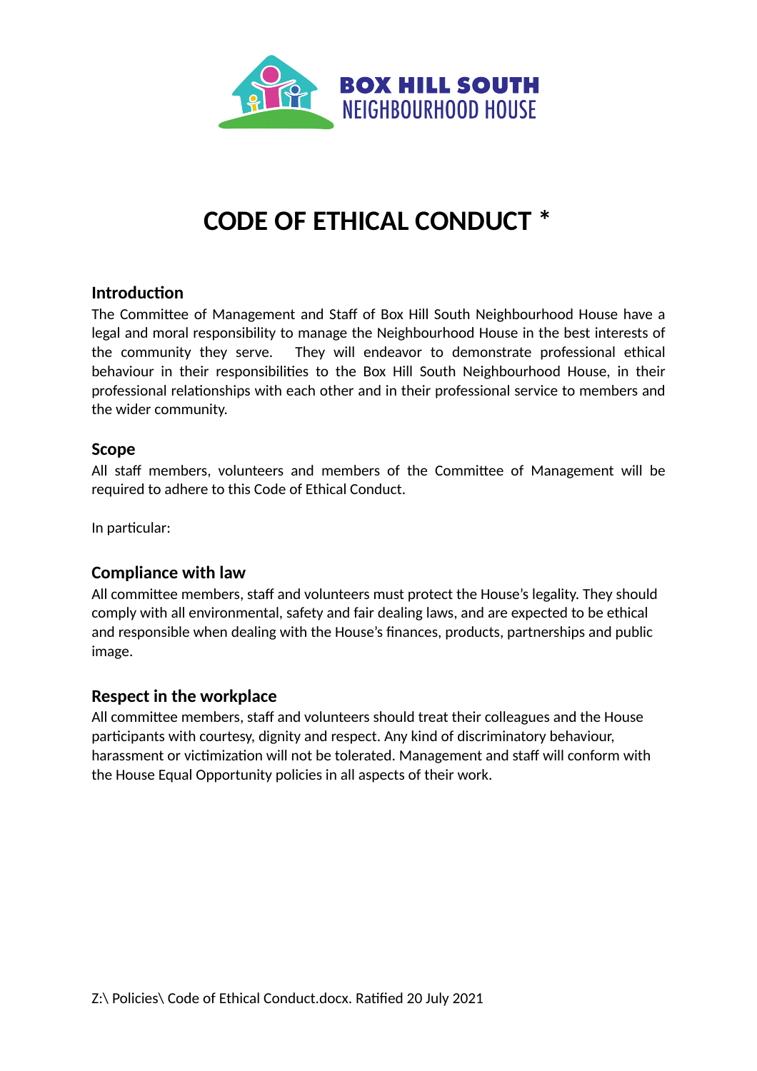BOX HILL SOUTH NEIGHBOURHOOD HOUSE

# CODE OF ETHICAL CONDUCT *

## Introduction

The Committee of Management and Staff of Box Hill South Neighbourhood House have a legal and moral responsibility to manage the Neighbourhood House in the best interests of the community they serve. They will endeavor to demonstrate professional ethical behaviour in their responsibilities to the Box Hill South Neighbourhood House, in their professional relationships with each other and in their professional service to members and the wider community.

## Scope

All staff members, volunteers and members of the Committee of Management will be required to adhere to this Code of Ethical Conduct.

In particular:

## Compliance with law

All committee members, staff and volunteers must protect the House's legality. They should comply with all environmental, safety and fair dealing laws, and are expected to be ethical and responsible when dealing with the House's finances, products, partnerships and public image.

## Respect in the workplace

All committee members, staff and volunteers should treat their colleagues and the House participants with courtesy, dignity and respect. Any kind of discriminatory behaviour, harassment or victimization will not be tolerated. Management and staff will conform with the House Equal Opportunity policies in all aspects of their work.

Z:\ Policies\ Code of Ethical Conduct.docx. Ratified 20 July 2021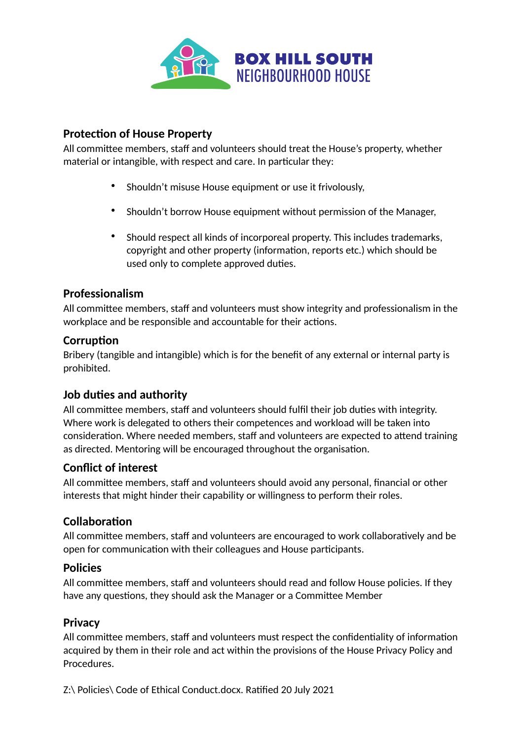## Protection of House Property

All committee members, staff and volunteers should treat the House's property, whether material or intangible, with respect and care. In particular they:

- Shouldn't misuse House equipment or use it frivolously,
- Shouldn't borrow House equipment without permission of the Manager,
- Should respect all kinds of incorporeal property. This includes trademarks, copyright and other property (information, reports etc.) which should be used only to complete approved duties.

## Professionalism

All committee members, staff and volunteers must show integrity and professionalism in the workplace and be responsible and accountable for their actions.

## Corruption

Bribery (tangible and intangible) which is for the benefit of any external or internal party is prohibited.

## Job duties and authority

All committee members, staff and volunteers should fulfil their job duties with integrity. Where work is delegated to others their competences and workload will be taken into consideration. Where needed members, staff and volunteers are expected to attend training as directed. Mentoring will be encouraged throughout the organisation.

## Conflict of interest

All committee members, staff and volunteers should avoid any personal, financial or other interests that might hinder their capability or willingness to perform their roles.

## Collaboration

All committee members, staff and volunteers are encouraged to work collaboratively and be open for communication with their colleagues and House participants.

## Policies

All committee members, staff and volunteers should read and follow House policies. If they have any questions, they should ask the Manager or a Committee Member

## Privacy

All committee members, staff and volunteers must respect the confidentiality of information acquired by them in their role and act within the provisions of the House Privacy Policy and Procedures.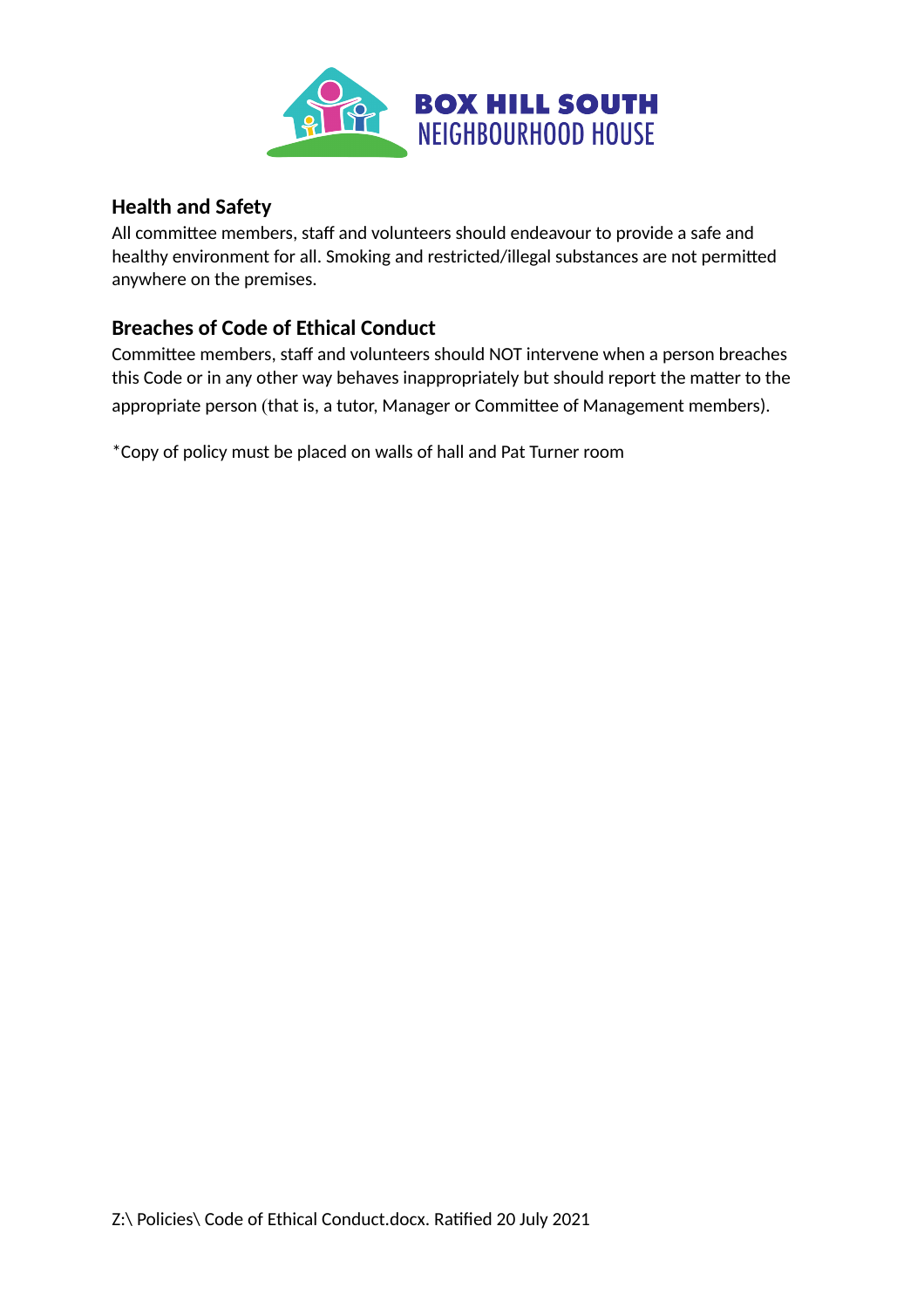## Health and Safety

All committee members, staff and volunteers should endeavour to provide a safe and healthy environment for all. Smoking and restricted/illegal substances are not permitted anywhere on the premises.

## Breaches of Code of Ethical Conduct

Committee members, staff and volunteers should NOT intervene when a person breaches this Code or in any other way behaves inappropriately but should report the matter to the appropriate person (that is, a tutor, Manager or Committee of Management members).

*Copy of policy must be placed on walls of hall and Pat Turner room